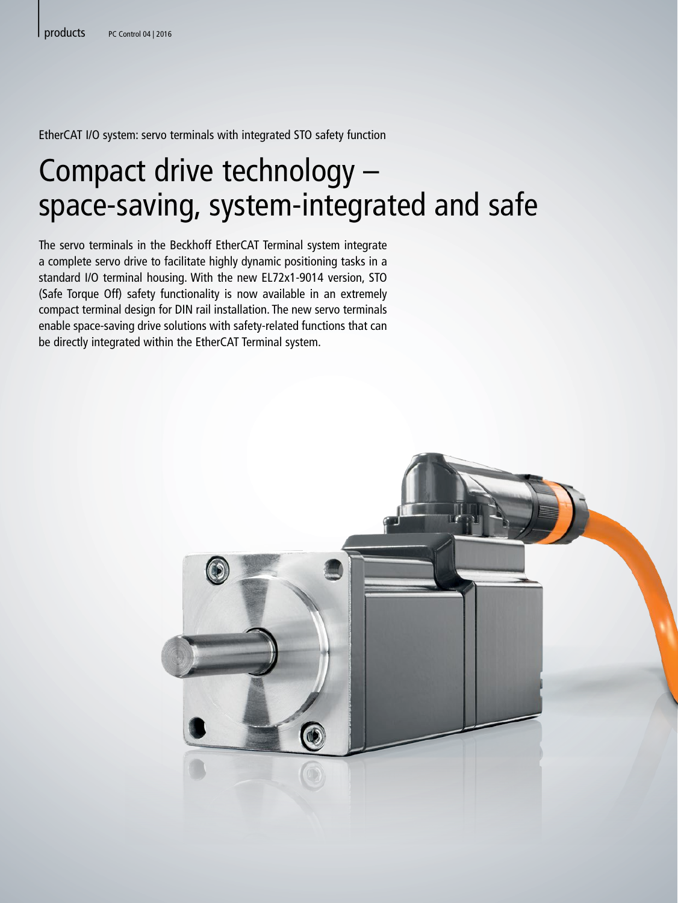EtherCAT I/O system: servo terminals with integrated STO safety function

# Compact drive technology – space-saving, system-integrated and safe

The servo terminals in the Beckhoff EtherCAT Terminal system integrate a complete servo drive to facilitate highly dynamic positioning tasks in a standard I/O terminal housing. With the new EL72x1-9014 version, STO (Safe Torque Off) safety functionality is now available in an extremely compact terminal design for DIN rail installation. The new servo terminals enable space-saving drive solutions with safety-related functions that can be directly integrated within the EtherCAT Terminal system.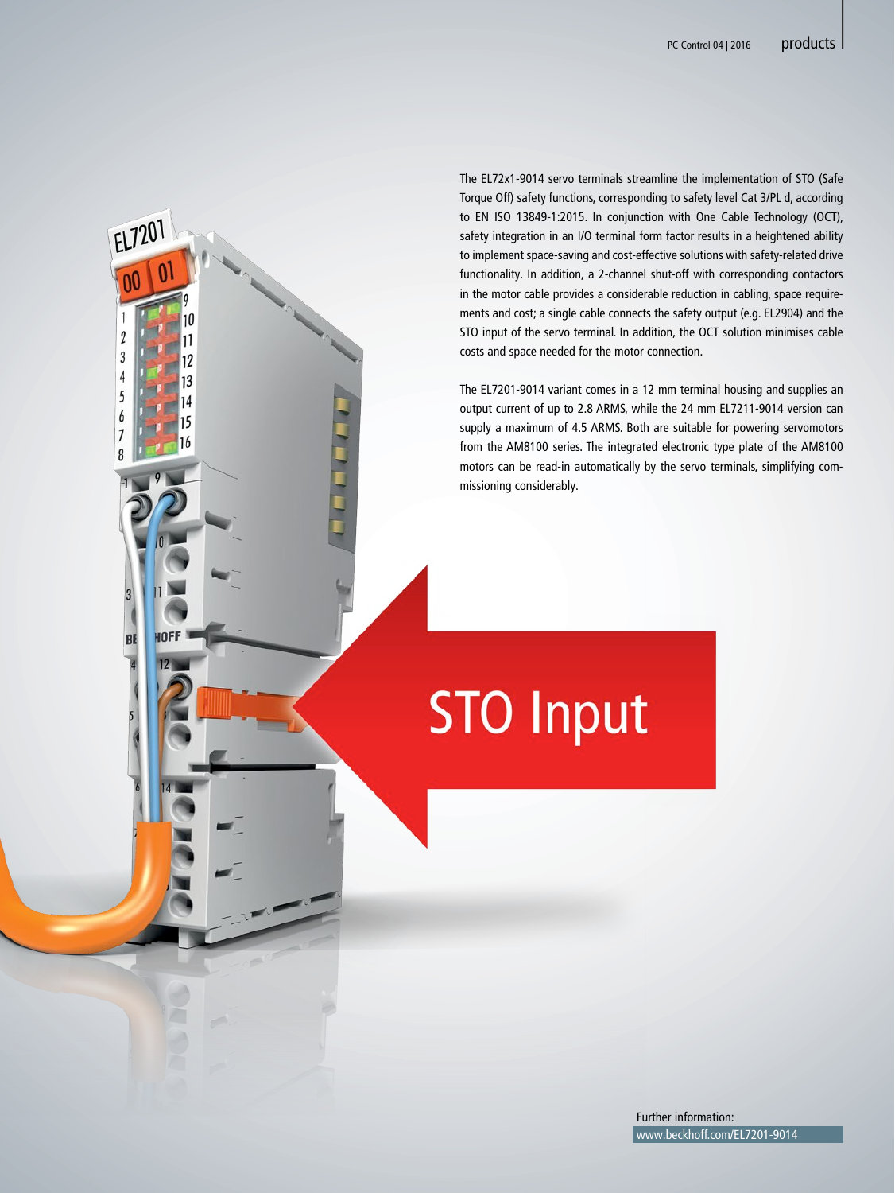The EL72x1-9014 servo terminals streamline the implementation of STO (Safe Torque Off) safety functions, corresponding to safety level Cat 3/PL d, according to EN ISO 13849-1:2015. In conjunction with One Cable Technology (OCT), safety integration in an I/O terminal form factor results in a heightened ability to implement space-saving and cost-effective solutions with safety-related drive functionality. In addition, a 2-channel shut-off with corresponding contactors in the motor cable provides a considerable reduction in cabling, space requirements and cost; a single cable connects the safety output (e.g. EL2904) and the STO input of the servo terminal. In addition, the OCT solution minimises cable costs and space needed for the motor connection.

The EL7201-9014 variant comes in a 12 mm terminal housing and supplies an output current of up to 2.8 ARMS, while the 24 mm EL7211-9014 version can supply a maximum of 4.5 ARMS. Both are suitable for powering servomotors from the AM8100 series. The integrated electronic type plate of the AM8100 motors can be read-in automatically by the servo terminals, simplifying commissioning considerably.

STO Input

Further information:
www.beckhoff.com/EL7201-9014